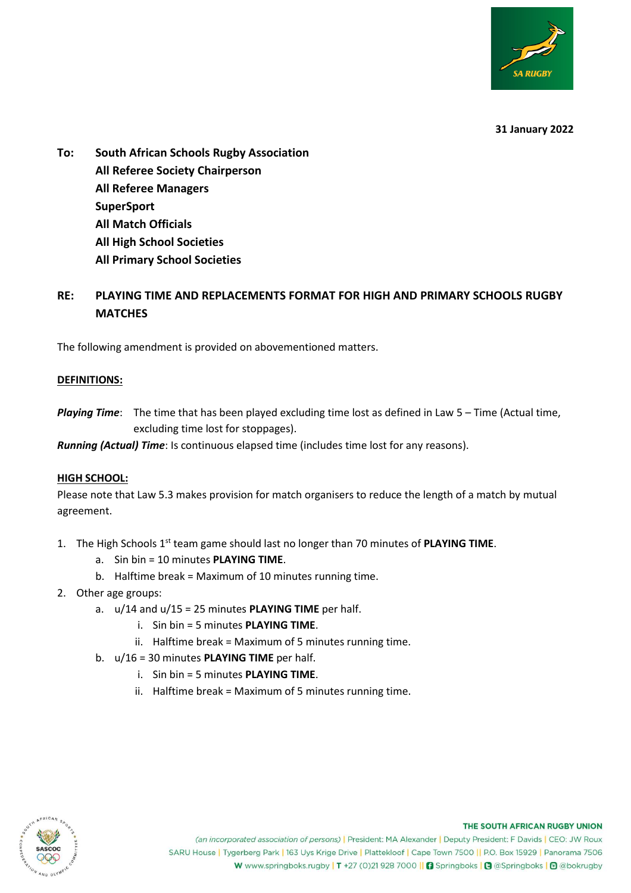**31 January 2022**

**To:** **South African Schools Rugby Association**
**All Referee Society Chairperson**
**All Referee Managers**
**SuperSport**
**All Match Officials**
**All High School Societies**
**All Primary School Societies**

**RE: PLAYING TIME AND REPLACEMENTS FORMAT FOR HIGH AND PRIMARY SCHOOLS RUGBY MATCHES**

The following amendment is provided on abovementioned matters.

**DEFINITIONS:**

***Playing Time***: The time that has been played excluding time lost as defined in Law 5 – Time (Actual time, excluding time lost for stoppages).

***Running (Actual) Time***: Is continuous elapsed time (includes time lost for any reasons).

**HIGH SCHOOL:**

Please note that Law 5.3 makes provision for match organisers to reduce the length of a match by mutual agreement.

1. The High Schools 1st team game should last no longer than 70 minutes of **PLAYING TIME**.
   a. Sin bin = 10 minutes **PLAYING TIME**.
   b. Halftime break = Maximum of 10 minutes running time.
2. Other age groups:
   a. u/14 and u/15 = 25 minutes **PLAYING TIME** per half.
      i. Sin bin = 5 minutes **PLAYING TIME**.
      ii. Halftime break = Maximum of 5 minutes running time.
   b. u/16 = 30 minutes **PLAYING TIME** per half.
      i. Sin bin = 5 minutes **PLAYING TIME**.
      ii. Halftime break = Maximum of 5 minutes running time.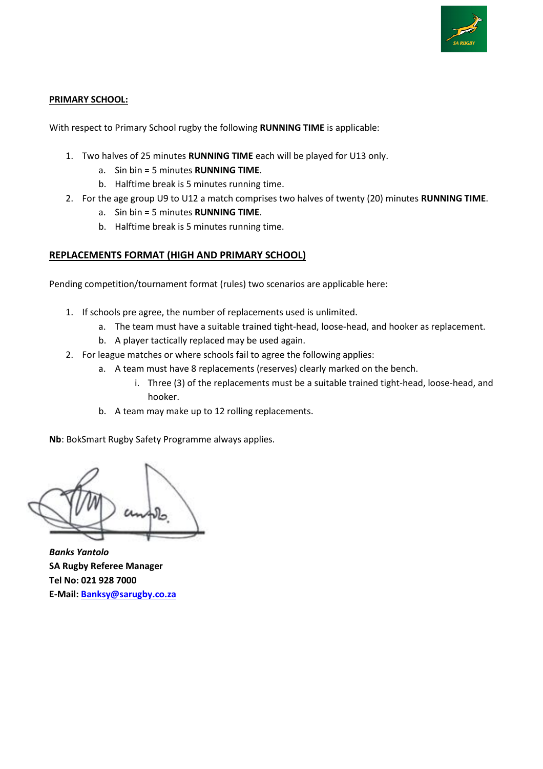**PRIMARY SCHOOL:**

With respect to Primary School rugby the following **RUNNING TIME** is applicable:

1. Two halves of 25 minutes **RUNNING TIME** each will be played for U13 only.
    a. Sin bin = 5 minutes **RUNNING TIME**.
    b. Halftime break is 5 minutes running time.
2. For the age group U9 to U12 a match comprises two halves of twenty (20) minutes **RUNNING TIME**.
    a. Sin bin = 5 minutes **RUNNING TIME**.
    b. Halftime break is 5 minutes running time.

**REPLACEMENTS FORMAT (HIGH AND PRIMARY SCHOOL)**

Pending competition/tournament format (rules) two scenarios are applicable here:

1. If schools pre agree, the number of replacements used is unlimited.
    a. The team must have a suitable trained tight-head, loose-head, and hooker as replacement.
    b. A player tactically replaced may be used again.
2. For league matches or where schools fail to agree the following applies:
    a. A team must have 8 replacements (reserves) clearly marked on the bench.
        i. Three (3) of the replacements must be a suitable trained tight-head, loose-head, and hooker.
    b. A team may make up to 12 rolling replacements.

**Nb**: BokSmart Rugby Safety Programme always applies.

***Banks Yantolo***
**SA Rugby Referee Manager**
**Tel No: 021 928 7000**
**E-Mail: Banksy@sarugby.co.za**